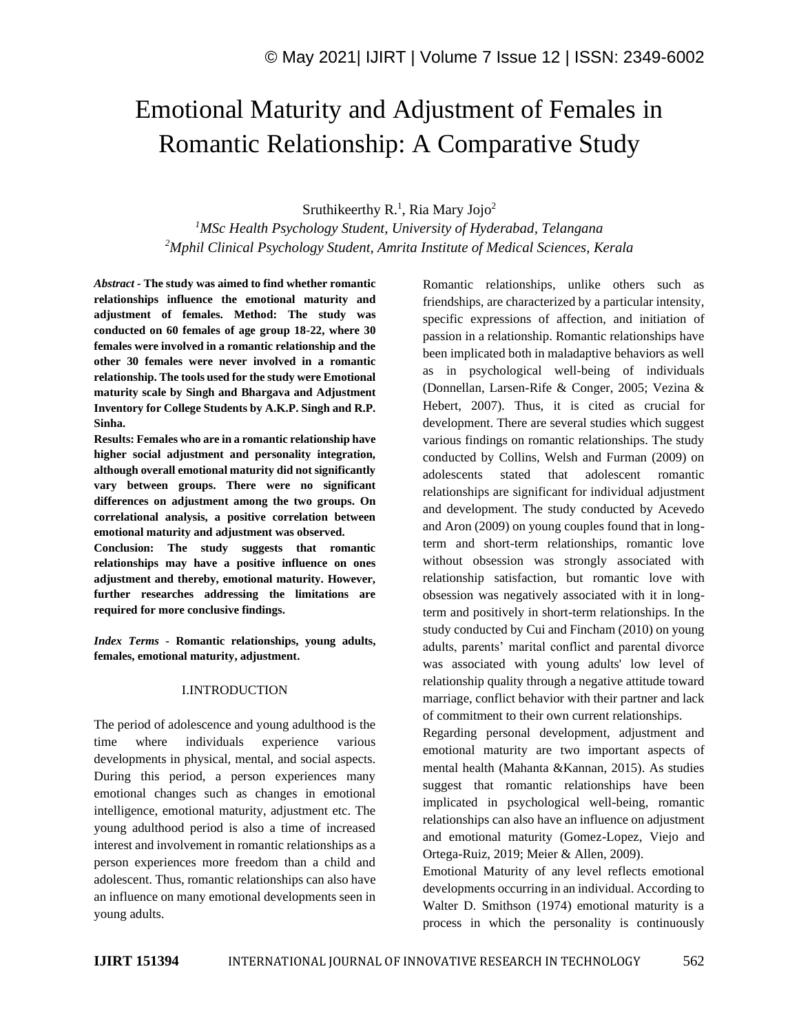# Emotional Maturity and Adjustment of Females in Romantic Relationship: A Comparative Study

Sruthikeerthy R.[1], Ria Mary Jojo[2]

[1]*MSc Health Psychology Student, University of Hyderabad, Telangana*
[2]*Mphil Clinical Psychology Student, Amrita Institute of Medical Sciences, Kerala*

***Abstract*** - **The study was aimed to find whether romantic relationships influence the emotional maturity and adjustment of females. Method: The study was conducted on 60 females of age group 18-22, where 30 females were involved in a romantic relationship and the other 30 females were never involved in a romantic relationship. The tools used for the study were Emotional maturity scale by Singh and Bhargava and Adjustment Inventory for College Students by A.K.P. Singh and R.P. Sinha.**

**Results: Females who are in a romantic relationship have higher social adjustment and personality integration, although overall emotional maturity did not significantly vary between groups. There were no significant differences on adjustment among the two groups. On correlational analysis, a positive correlation between emotional maturity and adjustment was observed.**

**Conclusion: The study suggests that romantic relationships may have a positive influence on ones adjustment and thereby, emotional maturity. However, further researches addressing the limitations are required for more conclusive findings.**

***Index Terms*** - **Romantic relationships, young adults, females, emotional maturity, adjustment.**

## I.INTRODUCTION

The period of adolescence and young adulthood is the time where individuals experience various developments in physical, mental, and social aspects. During this period, a person experiences many emotional changes such as changes in emotional intelligence, emotional maturity, adjustment etc. The young adulthood period is also a time of increased interest and involvement in romantic relationships as a person experiences more freedom than a child and adolescent. Thus, romantic relationships can also have an influence on many emotional developments seen in young adults.

Romantic relationships, unlike others such as friendships, are characterized by a particular intensity, specific expressions of affection, and initiation of passion in a relationship. Romantic relationships have been implicated both in maladaptive behaviors as well as in psychological well-being of individuals (Donnellan, Larsen-Rife & Conger, 2005; Vezina & Hebert, 2007). Thus, it is cited as crucial for development. There are several studies which suggest various findings on romantic relationships. The study conducted by Collins, Welsh and Furman (2009) on adolescents stated that adolescent romantic relationships are significant for individual adjustment and development. The study conducted by Acevedo and Aron (2009) on young couples found that in long-term and short-term relationships, romantic love without obsession was strongly associated with relationship satisfaction, but romantic love with obsession was negatively associated with it in long-term and positively in short-term relationships. In the study conducted by Cui and Fincham (2010) on young adults, parents' marital conflict and parental divorce was associated with young adults' low level of relationship quality through a negative attitude toward marriage, conflict behavior with their partner and lack of commitment to their own current relationships.

Regarding personal development, adjustment and emotional maturity are two important aspects of mental health (Mahanta &Kannan, 2015). As studies suggest that romantic relationships have been implicated in psychological well-being, romantic relationships can also have an influence on adjustment and emotional maturity (Gomez-Lopez, Viejo and Ortega-Ruiz, 2019; Meier & Allen, 2009).

Emotional Maturity of any level reflects emotional developments occurring in an individual. According to Walter D. Smithson (1974) emotional maturity is a process in which the personality is continuously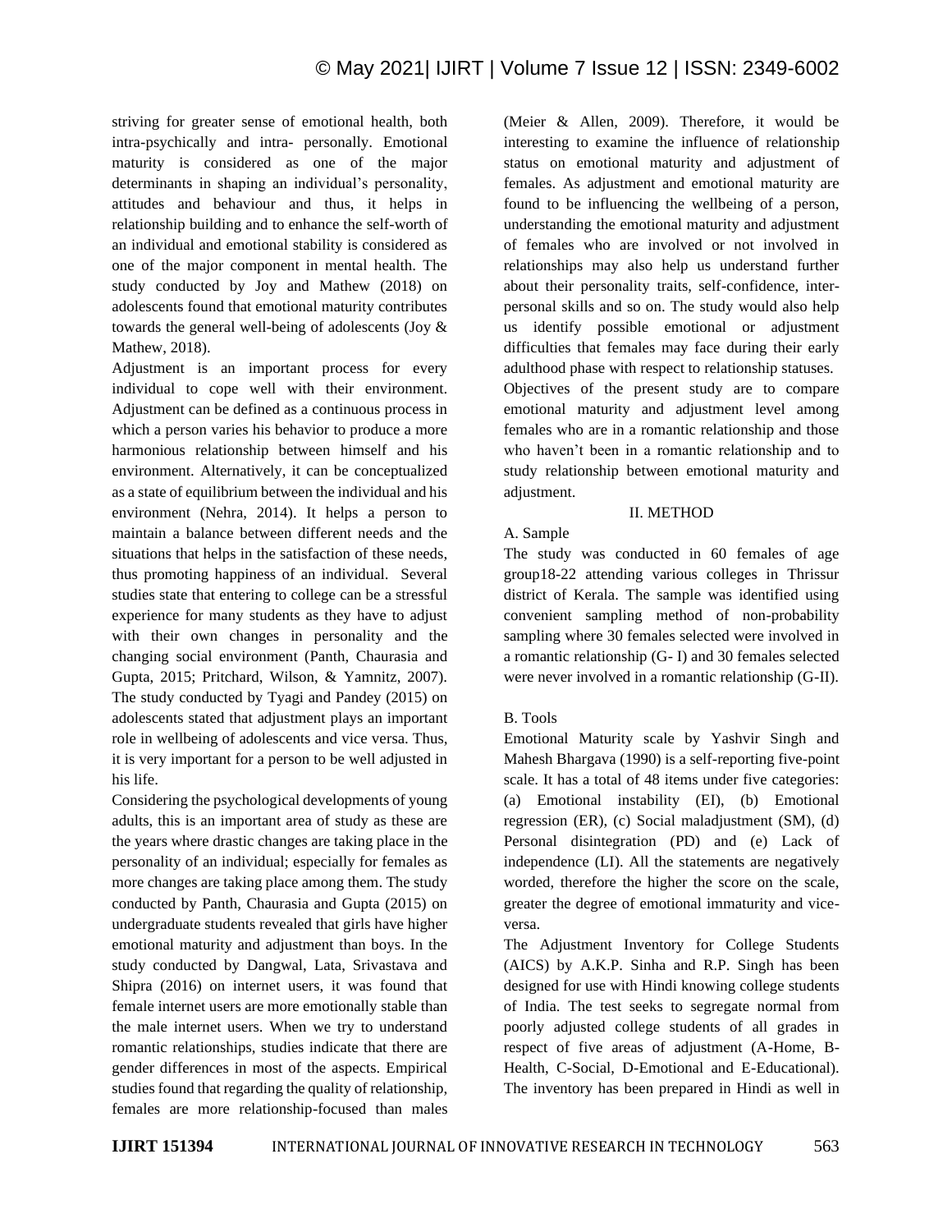striving for greater sense of emotional health, both intra-psychically and intra- personally. Emotional maturity is considered as one of the major determinants in shaping an individual's personality, attitudes and behaviour and thus, it helps in relationship building and to enhance the self-worth of an individual and emotional stability is considered as one of the major component in mental health. The study conducted by Joy and Mathew (2018) on adolescents found that emotional maturity contributes towards the general well-being of adolescents (Joy & Mathew, 2018).

Adjustment is an important process for every individual to cope well with their environment. Adjustment can be defined as a continuous process in which a person varies his behavior to produce a more harmonious relationship between himself and his environment. Alternatively, it can be conceptualized as a state of equilibrium between the individual and his environment (Nehra, 2014). It helps a person to maintain a balance between different needs and the situations that helps in the satisfaction of these needs, thus promoting happiness of an individual. Several studies state that entering to college can be a stressful experience for many students as they have to adjust with their own changes in personality and the changing social environment (Panth, Chaurasia and Gupta, 2015; Pritchard, Wilson, & Yamnitz, 2007). The study conducted by Tyagi and Pandey (2015) on adolescents stated that adjustment plays an important role in wellbeing of adolescents and vice versa. Thus, it is very important for a person to be well adjusted in his life.

Considering the psychological developments of young adults, this is an important area of study as these are the years where drastic changes are taking place in the personality of an individual; especially for females as more changes are taking place among them. The study conducted by Panth, Chaurasia and Gupta (2015) on undergraduate students revealed that girls have higher emotional maturity and adjustment than boys. In the study conducted by Dangwal, Lata, Srivastava and Shipra (2016) on internet users, it was found that female internet users are more emotionally stable than the male internet users. When we try to understand romantic relationships, studies indicate that there are gender differences in most of the aspects. Empirical studies found that regarding the quality of relationship, females are more relationship-focused than males (Meier & Allen, 2009). Therefore, it would be interesting to examine the influence of relationship status on emotional maturity and adjustment of females. As adjustment and emotional maturity are found to be influencing the wellbeing of a person, understanding the emotional maturity and adjustment of females who are involved or not involved in relationships may also help us understand further about their personality traits, self-confidence, inter-personal skills and so on. The study would also help us identify possible emotional or adjustment difficulties that females may face during their early adulthood phase with respect to relationship statuses.

Objectives of the present study are to compare emotional maturity and adjustment level among females who are in a romantic relationship and those who haven't been in a romantic relationship and to study relationship between emotional maturity and adjustment.

## II. METHOD

### A. Sample

The study was conducted in 60 females of age group18-22 attending various colleges in Thrissur district of Kerala. The sample was identified using convenient sampling method of non-probability sampling where 30 females selected were involved in a romantic relationship (G- I) and 30 females selected were never involved in a romantic relationship (G-II).

### B. Tools

Emotional Maturity scale by Yashvir Singh and Mahesh Bhargava (1990) is a self-reporting five-point scale. It has a total of 48 items under five categories: (a) Emotional instability (EI), (b) Emotional regression (ER), (c) Social maladjustment (SM), (d) Personal disintegration (PD) and (e) Lack of independence (LI). All the statements are negatively worded, therefore the higher the score on the scale, greater the degree of emotional immaturity and vice-versa.

The Adjustment Inventory for College Students (AICS) by A.K.P. Sinha and R.P. Singh has been designed for use with Hindi knowing college students of India. The test seeks to segregate normal from poorly adjusted college students of all grades in respect of five areas of adjustment (A-Home, B-Health, C-Social, D-Emotional and E-Educational). The inventory has been prepared in Hindi as well in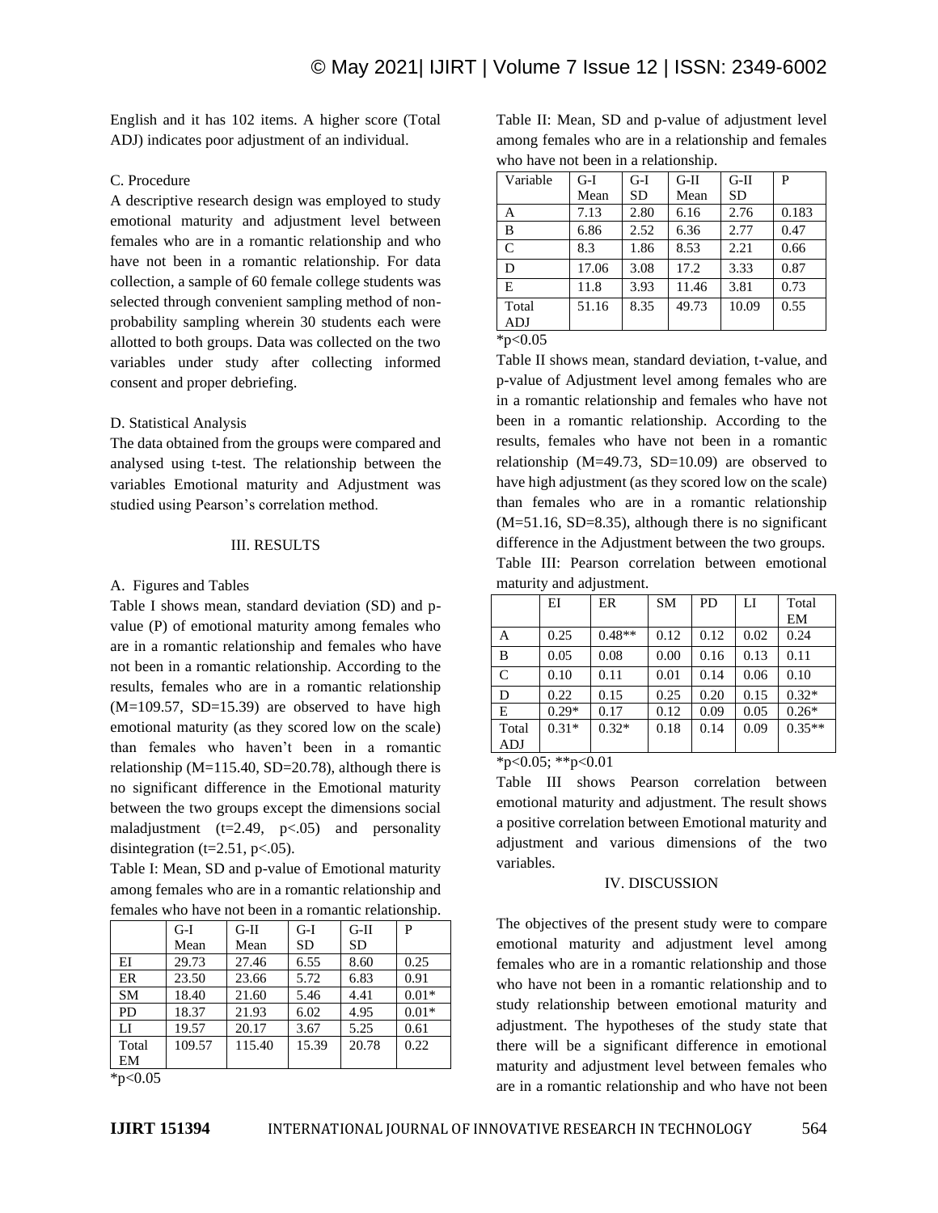English and it has 102 items. A higher score (Total ADJ) indicates poor adjustment of an individual.

C. Procedure

A descriptive research design was employed to study emotional maturity and adjustment level between females who are in a romantic relationship and who have not been in a romantic relationship. For data collection, a sample of 60 female college students was selected through convenient sampling method of non-probability sampling wherein 30 students each were allotted to both groups. Data was collected on the two variables under study after collecting informed consent and proper debriefing.

D. Statistical Analysis

The data obtained from the groups were compared and analysed using t-test. The relationship between the variables Emotional maturity and Adjustment was studied using Pearson's correlation method.

## III. RESULTS

A. Figures and Tables

Table I shows mean, standard deviation (SD) and p-value (P) of emotional maturity among females who are in a romantic relationship and females who have not been in a romantic relationship. According to the results, females who are in a romantic relationship (M=109.57, SD=15.39) are observed to have high emotional maturity (as they scored low on the scale) than females who haven't been in a romantic relationship (M=115.40, SD=20.78), although there is no significant difference in the Emotional maturity between the two groups except the dimensions social maladjustment ($t=2.49$, $p<.05$) and personality disintegration ($t=2.51$, $p<.05$).

Table I: Mean, SD and p-value of Emotional maturity among females who are in a romantic relationship and females who have not been in a romantic relationship.

| | G-I Mean | G-II Mean | G-I SD | G-II SD | P |
|---|---|---|---|---|---|
| EI | 29.73 | 27.46 | 6.55 | 8.60 | 0.25 |
| ER | 23.50 | 23.66 | 5.72 | 6.83 | 0.91 |
| SM | 18.40 | 21.60 | 5.46 | 4.41 | 0.01* |
| PD | 18.37 | 21.93 | 6.02 | 4.95 | 0.01* |
| LI | 19.57 | 20.17 | 3.67 | 5.25 | 0.61 |
| Total EM | 109.57 | 115.40 | 15.39 | 20.78 | 0.22 |

*p<0.05

Table II: Mean, SD and p-value of adjustment level among females who are in a relationship and females who have not been in a relationship.

| Variable | G-I Mean | G-I SD | G-II Mean | G-II SD | P |
|---|---|---|---|---|---|
| A | 7.13 | 2.80 | 6.16 | 2.76 | 0.183 |
| B | 6.86 | 2.52 | 6.36 | 2.77 | 0.47 |
| C | 8.3 | 1.86 | 8.53 | 2.21 | 0.66 |
| D | 17.06 | 3.08 | 17.2 | 3.33 | 0.87 |
| E | 11.8 | 3.93 | 11.46 | 3.81 | 0.73 |
| Total ADJ | 51.16 | 8.35 | 49.73 | 10.09 | 0.55 |

*p<0.05

Table II shows mean, standard deviation, t-value, and p-value of Adjustment level among females who are in a romantic relationship and females who have not been in a romantic relationship. According to the results, females who have not been in a romantic relationship (M=49.73, SD=10.09) are observed to have high adjustment (as they scored low on the scale) than females who are in a romantic relationship (M=51.16, SD=8.35), although there is no significant difference in the Adjustment between the two groups.

Table III: Pearson correlation between emotional maturity and adjustment.

| | EI | ER | SM | PD | LI | Total EM |
|---|---|---|---|---|---|---|
| A | 0.25 | 0.48** | 0.12 | 0.12 | 0.02 | 0.24 |
| B | 0.05 | 0.08 | 0.00 | 0.16 | 0.13 | 0.11 |
| C | 0.10 | 0.11 | 0.01 | 0.14 | 0.06 | 0.10 |
| D | 0.22 | 0.15 | 0.25 | 0.20 | 0.15 | 0.32* |
| E | 0.29* | 0.17 | 0.12 | 0.09 | 0.05 | 0.26* |
| Total ADJ | 0.31* | 0.32* | 0.18 | 0.14 | 0.09 | 0.35** |

*p<0.05; **p<0.01

Table III shows Pearson correlation between emotional maturity and adjustment. The result shows a positive correlation between Emotional maturity and adjustment and various dimensions of the two variables.

## IV. DISCUSSION

The objectives of the present study were to compare emotional maturity and adjustment level among females who are in a romantic relationship and those who have not been in a romantic relationship and to study relationship between emotional maturity and adjustment. The hypotheses of the study state that there will be a significant difference in emotional maturity and adjustment level between females who are in a romantic relationship and who have not been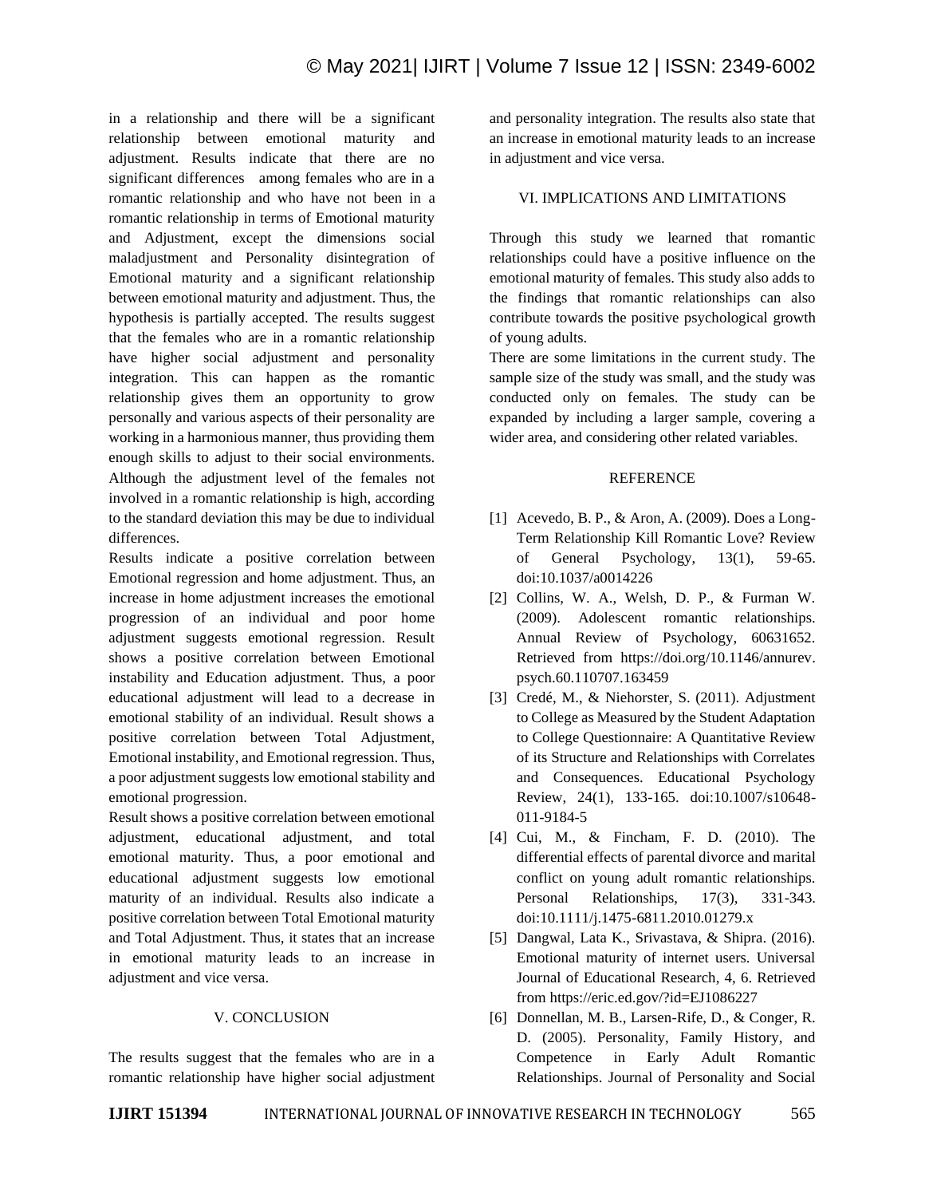in a relationship and there will be a significant relationship between emotional maturity and adjustment. Results indicate that there are no significant differences among females who are in a romantic relationship and who have not been in a romantic relationship in terms of Emotional maturity and Adjustment, except the dimensions social maladjustment and Personality disintegration of Emotional maturity and a significant relationship between emotional maturity and adjustment. Thus, the hypothesis is partially accepted. The results suggest that the females who are in a romantic relationship have higher social adjustment and personality integration. This can happen as the romantic relationship gives them an opportunity to grow personally and various aspects of their personality are working in a harmonious manner, thus providing them enough skills to adjust to their social environments. Although the adjustment level of the females not involved in a romantic relationship is high, according to the standard deviation this may be due to individual differences.

Results indicate a positive correlation between Emotional regression and home adjustment. Thus, an increase in home adjustment increases the emotional progression of an individual and poor home adjustment suggests emotional regression. Result shows a positive correlation between Emotional instability and Education adjustment. Thus, a poor educational adjustment will lead to a decrease in emotional stability of an individual. Result shows a positive correlation between Total Adjustment, Emotional instability, and Emotional regression. Thus, a poor adjustment suggests low emotional stability and emotional progression.

Result shows a positive correlation between emotional adjustment, educational adjustment, and total emotional maturity. Thus, a poor emotional and educational adjustment suggests low emotional maturity of an individual. Results also indicate a positive correlation between Total Emotional maturity and Total Adjustment. Thus, it states that an increase in emotional maturity leads to an increase in adjustment and vice versa.

## V. CONCLUSION

The results suggest that the females who are in a romantic relationship have higher social adjustment and personality integration. The results also state that an increase in emotional maturity leads to an increase in adjustment and vice versa.

## VI. IMPLICATIONS AND LIMITATIONS

Through this study we learned that romantic relationships could have a positive influence on the emotional maturity of females. This study also adds to the findings that romantic relationships can also contribute towards the positive psychological growth of young adults.

There are some limitations in the current study. The sample size of the study was small, and the study was conducted only on females. The study can be expanded by including a larger sample, covering a wider area, and considering other related variables.

## REFERENCE

[1] Acevedo, B. P., & Aron, A. (2009). Does a Long-Term Relationship Kill Romantic Love? Review of General Psychology, 13(1), 59-65. doi:10.1037/a0014226

[2] Collins, W. A., Welsh, D. P., & Furman W. (2009). Adolescent romantic relationships. Annual Review of Psychology, 60631652. Retrieved from https://doi.org/10.1146/annurev.psych.60.110707.163459

[3] Credé, M., & Niehorster, S. (2011). Adjustment to College as Measured by the Student Adaptation to College Questionnaire: A Quantitative Review of its Structure and Relationships with Correlates and Consequences. Educational Psychology Review, 24(1), 133-165. doi:10.1007/s10648-011-9184-5

[4] Cui, M., & Fincham, F. D. (2010). The differential effects of parental divorce and marital conflict on young adult romantic relationships. Personal Relationships, 17(3), 331-343. doi:10.1111/j.1475-6811.2010.01279.x

[5] Dangwal, Lata K., Srivastava, & Shipra. (2016). Emotional maturity of internet users. Universal Journal of Educational Research, 4, 6. Retrieved from https://eric.ed.gov/?id=EJ1086227

[6] Donnellan, M. B., Larsen-Rife, D., & Conger, R. D. (2005). Personality, Family History, and Competence in Early Adult Romantic Relationships. Journal of Personality and Social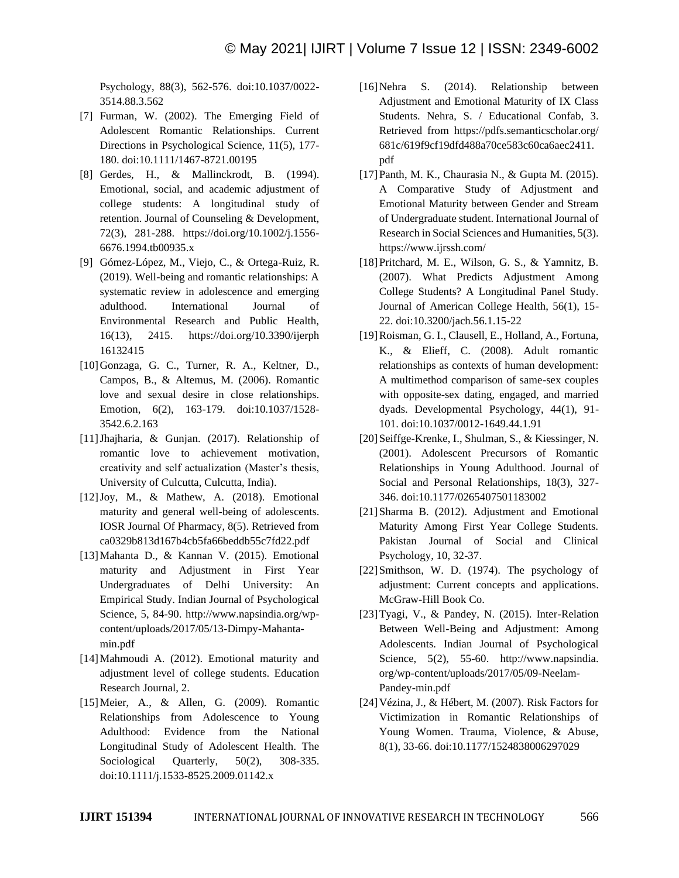Psychology, 88(3), 562-576. doi:10.1037/0022-3514.88.3.562

[7] Furman, W. (2002). The Emerging Field of Adolescent Romantic Relationships. Current Directions in Psychological Science, 11(5), 177-180. doi:10.1111/1467-8721.00195

[8] Gerdes, H., & Mallinckrodt, B. (1994). Emotional, social, and academic adjustment of college students: A longitudinal study of retention. Journal of Counseling & Development, 72(3), 281-288. https://doi.org/10.1002/j.1556-6676.1994.tb00935.x

[9] Gómez-López, M., Viejo, C., & Ortega-Ruiz, R. (2019). Well-being and romantic relationships: A systematic review in adolescence and emerging adulthood. International Journal of Environmental Research and Public Health, 16(13), 2415. https://doi.org/10.3390/ijerph16132415

[10] Gonzaga, G. C., Turner, R. A., Keltner, D., Campos, B., & Altemus, M. (2006). Romantic love and sexual desire in close relationships. Emotion, 6(2), 163-179. doi:10.1037/1528-3542.6.2.163

[11] Jhajharia, & Gunjan. (2017). Relationship of romantic love to achievement motivation, creativity and self actualization (Master's thesis, University of Culcutta, Culcutta, India).

[12] Joy, M., & Mathew, A. (2018). Emotional maturity and general well-being of adolescents. IOSR Journal Of Pharmacy, 8(5). Retrieved from ca0329b813d167b4cb5fa66beddb55c7fd22.pdf

[13] Mahanta D., & Kannan V. (2015). Emotional maturity and Adjustment in First Year Undergraduates of Delhi University: An Empirical Study. Indian Journal of Psychological Science, 5, 84-90. http://www.napsindia.org/wp-content/uploads/2017/05/13-Dimpy-Mahanta-min.pdf

[14] Mahmoudi A. (2012). Emotional maturity and adjustment level of college students. Education Research Journal, 2.

[15] Meier, A., & Allen, G. (2009). Romantic Relationships from Adolescence to Young Adulthood: Evidence from the National Longitudinal Study of Adolescent Health. The Sociological Quarterly, 50(2), 308-335. doi:10.1111/j.1533-8525.2009.01142.x

[16] Nehra S. (2014). Relationship between Adjustment and Emotional Maturity of IX Class Students. Nehra, S. / Educational Confab, 3. Retrieved from https://pdfs.semanticscholar.org/681c/619f9cf19dfd488a70ce583c60ca6aec2411.pdf

[17] Panth, M. K., Chaurasia N., & Gupta M. (2015). A Comparative Study of Adjustment and Emotional Maturity between Gender and Stream of Undergraduate student. International Journal of Research in Social Sciences and Humanities, 5(3). https://www.ijrssh.com/

[18] Pritchard, M. E., Wilson, G. S., & Yamnitz, B. (2007). What Predicts Adjustment Among College Students? A Longitudinal Panel Study. Journal of American College Health, 56(1), 15-22. doi:10.3200/jach.56.1.15-22

[19] Roisman, G. I., Clausell, E., Holland, A., Fortuna, K., & Elieff, C. (2008). Adult romantic relationships as contexts of human development: A multimethod comparison of same-sex couples with opposite-sex dating, engaged, and married dyads. Developmental Psychology, 44(1), 91-101. doi:10.1037/0012-1649.44.1.91

[20] Seiffge-Krenke, I., Shulman, S., & Kiessinger, N. (2001). Adolescent Precursors of Romantic Relationships in Young Adulthood. Journal of Social and Personal Relationships, 18(3), 327-346. doi:10.1177/0265407501183002

[21] Sharma B. (2012). Adjustment and Emotional Maturity Among First Year College Students. Pakistan Journal of Social and Clinical Psychology, 10, 32-37.

[22] Smithson, W. D. (1974). The psychology of adjustment: Current concepts and applications. McGraw-Hill Book Co.

[23] Tyagi, V., & Pandey, N. (2015). Inter-Relation Between Well-Being and Adjustment: Among Adolescents. Indian Journal of Psychological Science, 5(2), 55-60. http://www.napsindia.org/wp-content/uploads/2017/05/09-Neelam-Pandey-min.pdf

[24] Vézina, J., & Hébert, M. (2007). Risk Factors for Victimization in Romantic Relationships of Young Women. Trauma, Violence, & Abuse, 8(1), 33-66. doi:10.1177/1524838006297029